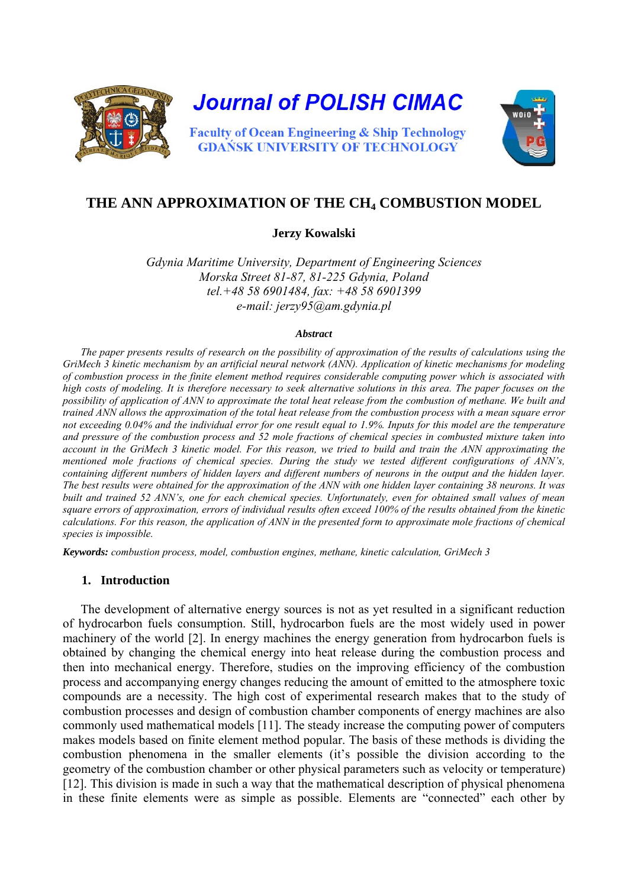# Journal of POLISH CIMAC

Faculty of Ocean Engineering & Ship Technology
GDAŃSK UNIVERSITY OF TECHNOLOGY

## THE ANN APPROXIMATION OF THE $CH_4$ COMBUSTION MODEL

**Jerzy Kowalski**

*Gdynia Maritime University, Department of Engineering Sciences*
*Morska Street 81-87, 81-225 Gdynia, Poland*
*tel.+48 58 6901484, fax: +48 58 6901399*
*e-mail: jerzy95@am.gdynia.pl*

***Abstract***

*The paper presents results of research on the possibility of approximation of the results of calculations using the GriMech 3 kinetic mechanism by an artificial neural network (ANN). Application of kinetic mechanisms for modeling of combustion process in the finite element method requires considerable computing power which is associated with high costs of modeling. It is therefore necessary to seek alternative solutions in this area. The paper focuses on the possibility of application of ANN to approximate the total heat release from the combustion of methane. We built and trained ANN allows the approximation of the total heat release from the combustion process with a mean square error not exceeding 0.04% and the individual error for one result equal to 1.9%. Inputs for this model are the temperature and pressure of the combustion process and 52 mole fractions of chemical species in combusted mixture taken into account in the GriMech 3 kinetic model. For this reason, we tried to build and train the ANN approximating the mentioned mole fractions of chemical species. During the study we tested different configurations of ANN's, containing different numbers of hidden layers and different numbers of neurons in the output and the hidden layer. The best results were obtained for the approximation of the ANN with one hidden layer containing 38 neurons. It was built and trained 52 ANN's, one for each chemical species. Unfortunately, even for obtained small values of mean square errors of approximation, errors of individual results often exceed 100% of the results obtained from the kinetic calculations. For this reason, the application of ANN in the presented form to approximate mole fractions of chemical species is impossible.*

***Keywords:*** *combustion process, model, combustion engines, methane, kinetic calculation, GriMech 3*

### 1. Introduction

The development of alternative energy sources is not as yet resulted in a significant reduction of hydrocarbon fuels consumption. Still, hydrocarbon fuels are the most widely used in power machinery of the world [2]. In energy machines the energy generation from hydrocarbon fuels is obtained by changing the chemical energy into heat release during the combustion process and then into mechanical energy. Therefore, studies on the improving efficiency of the combustion process and accompanying energy changes reducing the amount of emitted to the atmosphere toxic compounds are a necessity. The high cost of experimental research makes that to the study of combustion processes and design of combustion chamber components of energy machines are also commonly used mathematical models [11]. The steady increase the computing power of computers makes models based on finite element method popular. The basis of these methods is dividing the combustion phenomena in the smaller elements (it's possible the division according to the geometry of the combustion chamber or other physical parameters such as velocity or temperature) [12]. This division is made in such a way that the mathematical description of physical phenomena in these finite elements were as simple as possible. Elements are "connected" each other by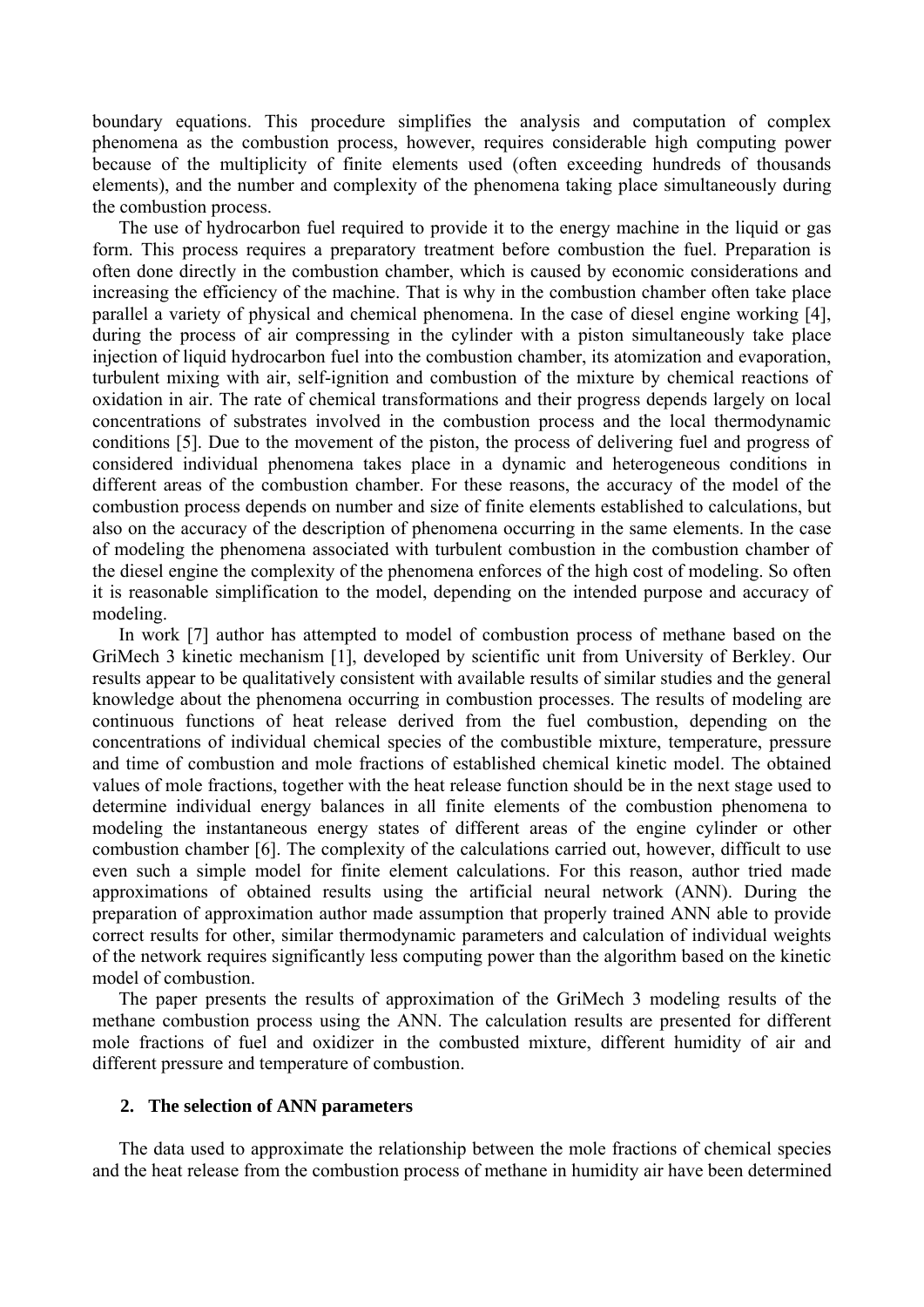boundary equations. This procedure simplifies the analysis and computation of complex phenomena as the combustion process, however, requires considerable high computing power because of the multiplicity of finite elements used (often exceeding hundreds of thousands elements), and the number and complexity of the phenomena taking place simultaneously during the combustion process.

The use of hydrocarbon fuel required to provide it to the energy machine in the liquid or gas form. This process requires a preparatory treatment before combustion the fuel. Preparation is often done directly in the combustion chamber, which is caused by economic considerations and increasing the efficiency of the machine. That is why in the combustion chamber often take place parallel a variety of physical and chemical phenomena. In the case of diesel engine working [4], during the process of air compressing in the cylinder with a piston simultaneously take place injection of liquid hydrocarbon fuel into the combustion chamber, its atomization and evaporation, turbulent mixing with air, self-ignition and combustion of the mixture by chemical reactions of oxidation in air. The rate of chemical transformations and their progress depends largely on local concentrations of substrates involved in the combustion process and the local thermodynamic conditions [5]. Due to the movement of the piston, the process of delivering fuel and progress of considered individual phenomena takes place in a dynamic and heterogeneous conditions in different areas of the combustion chamber. For these reasons, the accuracy of the model of the combustion process depends on number and size of finite elements established to calculations, but also on the accuracy of the description of phenomena occurring in the same elements. In the case of modeling the phenomena associated with turbulent combustion in the combustion chamber of the diesel engine the complexity of the phenomena enforces of the high cost of modeling. So often it is reasonable simplification to the model, depending on the intended purpose and accuracy of modeling.

In work [7] author has attempted to model of combustion process of methane based on the GriMech 3 kinetic mechanism [1], developed by scientific unit from University of Berkley. Our results appear to be qualitatively consistent with available results of similar studies and the general knowledge about the phenomena occurring in combustion processes. The results of modeling are continuous functions of heat release derived from the fuel combustion, depending on the concentrations of individual chemical species of the combustible mixture, temperature, pressure and time of combustion and mole fractions of established chemical kinetic model. The obtained values of mole fractions, together with the heat release function should be in the next stage used to determine individual energy balances in all finite elements of the combustion phenomena to modeling the instantaneous energy states of different areas of the engine cylinder or other combustion chamber [6]. The complexity of the calculations carried out, however, difficult to use even such a simple model for finite element calculations. For this reason, author tried made approximations of obtained results using the artificial neural network (ANN). During the preparation of approximation author made assumption that properly trained ANN able to provide correct results for other, similar thermodynamic parameters and calculation of individual weights of the network requires significantly less computing power than the algorithm based on the kinetic model of combustion.

The paper presents the results of approximation of the GriMech 3 modeling results of the methane combustion process using the ANN. The calculation results are presented for different mole fractions of fuel and oxidizer in the combusted mixture, different humidity of air and different pressure and temperature of combustion.

## 2. The selection of ANN parameters

The data used to approximate the relationship between the mole fractions of chemical species and the heat release from the combustion process of methane in humidity air have been determined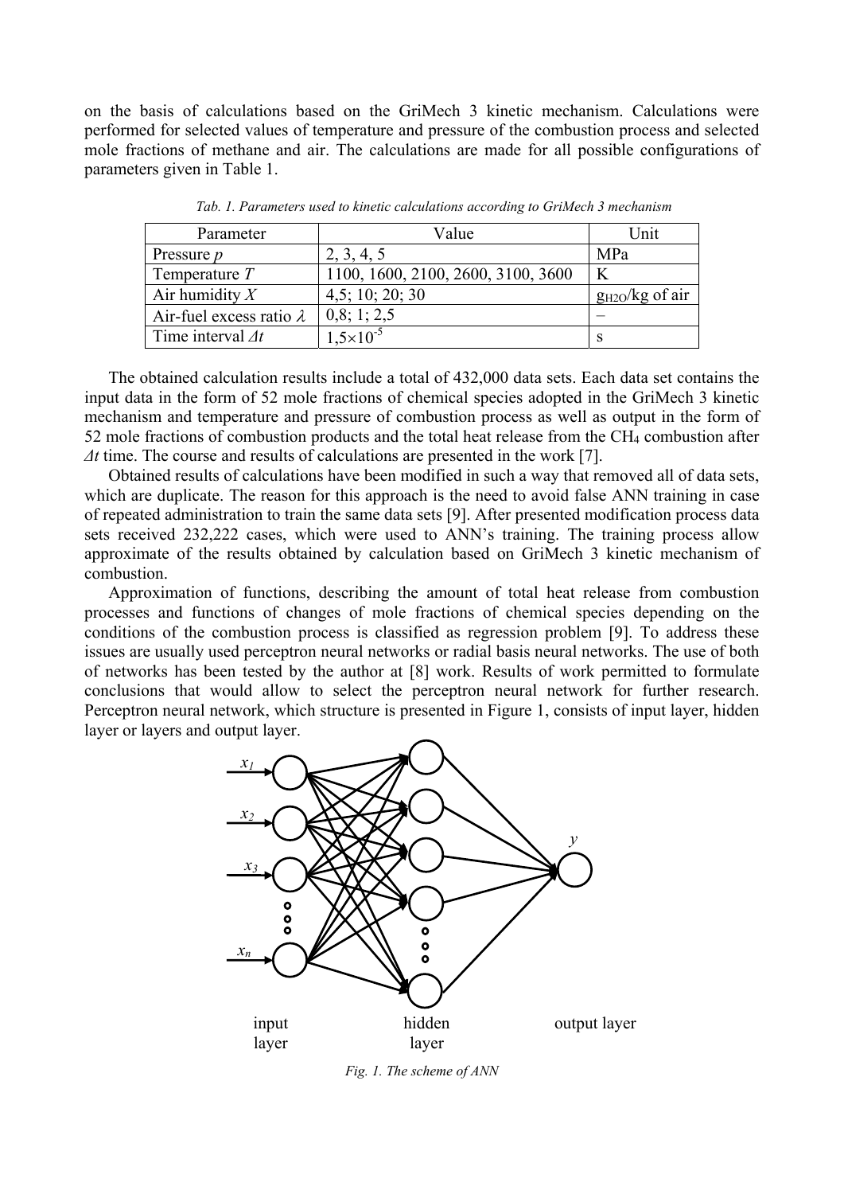on the basis of calculations based on the GriMech 3 kinetic mechanism. Calculations were performed for selected values of temperature and pressure of the combustion process and selected mole fractions of methane and air. The calculations are made for all possible configurations of parameters given in Table 1.

*Tab. 1. Parameters used to kinetic calculations according to GriMech 3 mechanism*

| Parameter | Value | Unit |
|---|---|---|
| Pressure $p$ | 2, 3, 4, 5 | MPa |
| Temperature $T$ | 1100, 1600, 2100, 2600, 3100, 3600 | K |
| Air humidity $X$ | 4,5; 10; 20; 30 | $g_{H2O}$/kg of air |
| Air-fuel excess ratio $\lambda$ | 0,8; 1; 2,5 | – |
| Time interval $\Delta t$ | $1{,}5\times10^{-5}$ | s |

The obtained calculation results include a total of 432,000 data sets. Each data set contains the input data in the form of 52 mole fractions of chemical species adopted in the GriMech 3 kinetic mechanism and temperature and pressure of combustion process as well as output in the form of 52 mole fractions of combustion products and the total heat release from the $CH_4$ combustion after $\Delta t$ time. The course and results of calculations are presented in the work [7].

Obtained results of calculations have been modified in such a way that removed all of data sets, which are duplicate. The reason for this approach is the need to avoid false ANN training in case of repeated administration to train the same data sets [9]. After presented modification process data sets received 232,222 cases, which were used to ANN's training. The training process allow approximate of the results obtained by calculation based on GriMech 3 kinetic mechanism of combustion.

Approximation of functions, describing the amount of total heat release from combustion processes and functions of changes of mole fractions of chemical species depending on the conditions of the combustion process is classified as regression problem [9]. To address these issues are usually used perceptron neural networks or radial basis neural networks. The use of both of networks has been tested by the author at [8] work. Results of work permitted to formulate conclusions that would allow to select the perceptron neural network for further research. Perceptron neural network, which structure is presented in Figure 1, consists of input layer, hidden layer or layers and output layer.

*Fig. 1. The scheme of ANN*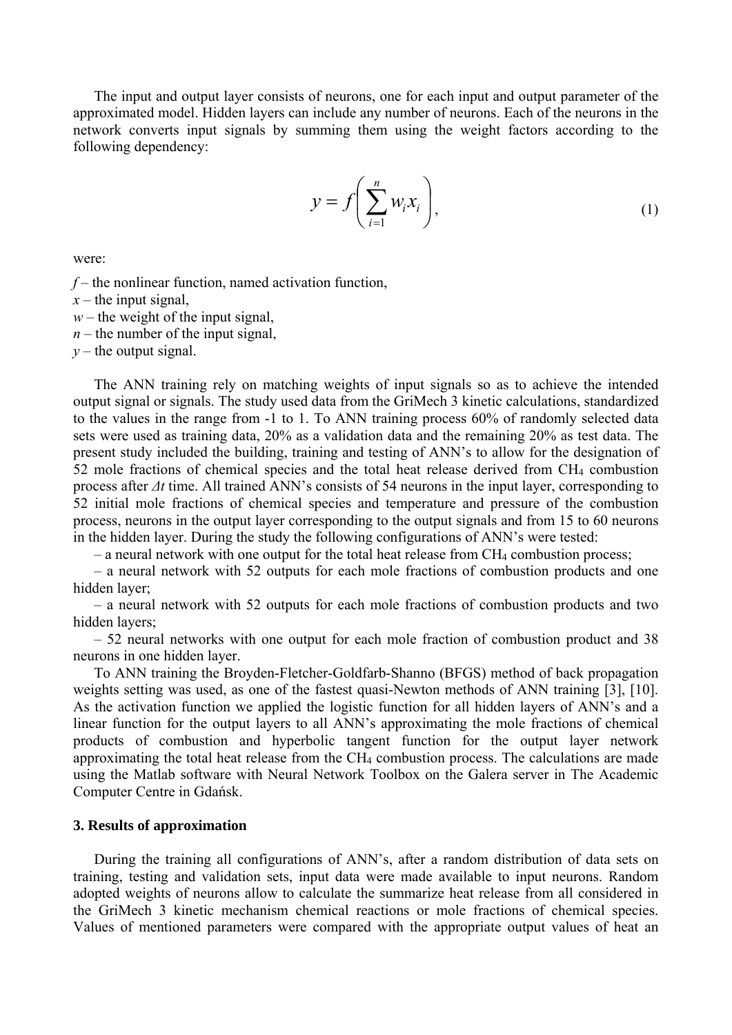The input and output layer consists of neurons, one for each input and output parameter of the approximated model. Hidden layers can include any number of neurons. Each of the neurons in the network converts input signals by summing them using the weight factors according to the following dependency:

$$y = f\left(\sum_{i=1}^{n} w_i x_i\right), \tag{1}$$

were:

$f$ – the nonlinear function, named activation function,  
$x$ – the input signal,  
$w$ – the weight of the input signal,  
$n$ – the number of the input signal,  
$y$ – the output signal.

The ANN training rely on matching weights of input signals so as to achieve the intended output signal or signals. The study used data from the GriMech 3 kinetic calculations, standardized to the values in the range from -1 to 1. To ANN training process 60% of randomly selected data sets were used as training data, 20% as a validation data and the remaining 20% as test data. The present study included the building, training and testing of ANN's to allow for the designation of 52 mole fractions of chemical species and the total heat release derived from $CH_4$ combustion process after $\Delta t$ time. All trained ANN's consists of 54 neurons in the input layer, corresponding to 52 initial mole fractions of chemical species and temperature and pressure of the combustion process, neurons in the output layer corresponding to the output signals and from 15 to 60 neurons in the hidden layer. During the study the following configurations of ANN's were tested:

– a neural network with one output for the total heat release from $CH_4$ combustion process;

– a neural network with 52 outputs for each mole fractions of combustion products and one hidden layer;

– a neural network with 52 outputs for each mole fractions of combustion products and two hidden layers;

– 52 neural networks with one output for each mole fraction of combustion product and 38 neurons in one hidden layer.

To ANN training the Broyden-Fletcher-Goldfarb-Shanno (BFGS) method of back propagation weights setting was used, as one of the fastest quasi-Newton methods of ANN training [3], [10]. As the activation function we applied the logistic function for all hidden layers of ANN's and a linear function for the output layers to all ANN's approximating the mole fractions of chemical products of combustion and hyperbolic tangent function for the output layer network approximating the total heat release from the $CH_4$ combustion process. The calculations are made using the Matlab software with Neural Network Toolbox on the Galera server in The Academic Computer Centre in Gdańsk.

### 3. Results of approximation

During the training all configurations of ANN's, after a random distribution of data sets on training, testing and validation sets, input data were made available to input neurons. Random adopted weights of neurons allow to calculate the summarize heat release from all considered in the GriMech 3 kinetic mechanism chemical reactions or mole fractions of chemical species. Values of mentioned parameters were compared with the appropriate output values of heat an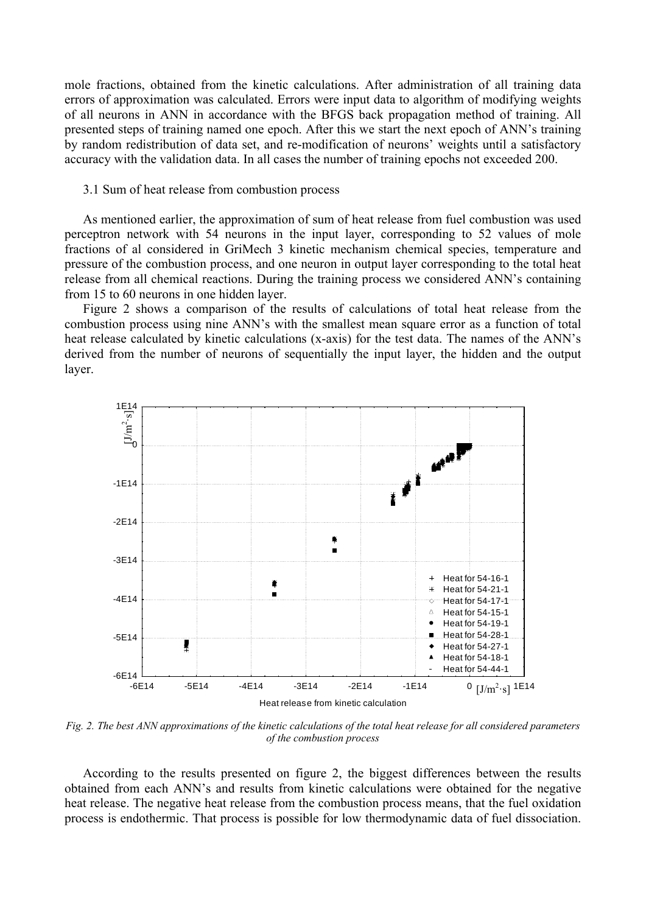mole fractions, obtained from the kinetic calculations. After administration of all training data errors of approximation was calculated. Errors were input data to algorithm of modifying weights of all neurons in ANN in accordance with the BFGS back propagation method of training. All presented steps of training named one epoch. After this we start the next epoch of ANN's training by random redistribution of data set, and re-modification of neurons' weights until a satisfactory accuracy with the validation data. In all cases the number of training epochs not exceeded 200.

### 3.1 Sum of heat release from combustion process

As mentioned earlier, the approximation of sum of heat release from fuel combustion was used perceptron network with 54 neurons in the input layer, corresponding to 52 values of mole fractions of al considered in GriMech 3 kinetic mechanism chemical species, temperature and pressure of the combustion process, and one neuron in output layer corresponding to the total heat release from all chemical reactions. During the training process we considered ANN's containing from 15 to 60 neurons in one hidden layer.

Figure 2 shows a comparison of the results of calculations of total heat release from the combustion process using nine ANN's with the smallest mean square error as a function of total heat release calculated by kinetic calculations (x-axis) for the test data. The names of the ANN's derived from the number of neurons of sequentially the input layer, the hidden and the output layer.

*Fig. 2. The best ANN approximations of the kinetic calculations of the total heat release for all considered parameters of the combustion process*

According to the results presented on figure 2, the biggest differences between the results obtained from each ANN's and results from kinetic calculations were obtained for the negative heat release. The negative heat release from the combustion process means, that the fuel oxidation process is endothermic. That process is possible for low thermodynamic data of fuel dissociation.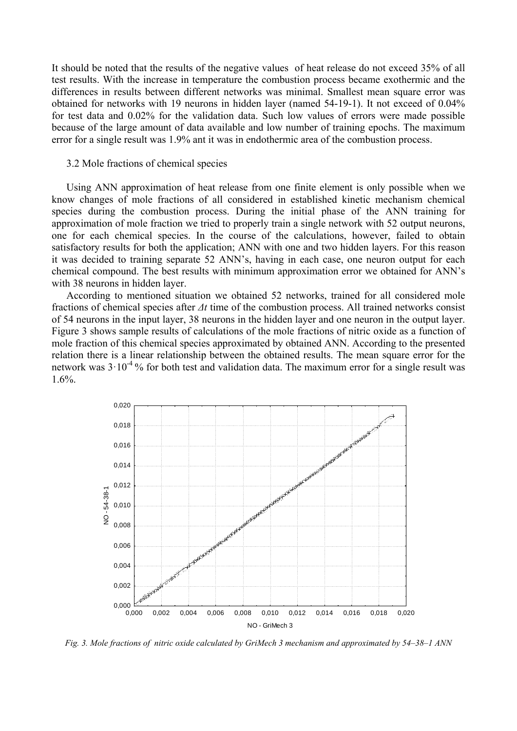It should be noted that the results of the negative values  of heat release do not exceed 35% of all test results. With the increase in temperature the combustion process became exothermic and the differences in results between different networks was minimal. Smallest mean square error was obtained for networks with 19 neurons in hidden layer (named 54-19-1). It not exceed of 0.04% for test data and 0.02% for the validation data. Such low values of errors were made possible because of the large amount of data available and low number of training epochs. The maximum error for a single result was 1.9% ant it was in endothermic area of the combustion process.

### 3.2 Mole fractions of chemical species

Using ANN approximation of heat release from one finite element is only possible when we know changes of mole fractions of all considered in established kinetic mechanism chemical species during the combustion process. During the initial phase of the ANN training for approximation of mole fraction we tried to properly train a single network with 52 output neurons, one for each chemical species. In the course of the calculations, however, failed to obtain satisfactory results for both the application; ANN with one and two hidden layers. For this reason it was decided to training separate 52 ANN's, having in each case, one neuron output for each chemical compound. The best results with minimum approximation error we obtained for ANN's with 38 neurons in hidden layer.

According to mentioned situation we obtained 52 networks, trained for all considered mole fractions of chemical species after *Δt* time of the combustion process. All trained networks consist of 54 neurons in the input layer, 38 neurons in the hidden layer and one neuron in the output layer. Figure 3 shows sample results of calculations of the mole fractions of nitric oxide as a function of mole fraction of this chemical species approximated by obtained ANN. According to the presented relation there is a linear relationship between the obtained results. The mean square error for the network was $3 \cdot 10^{-4}$ % for both test and validation data. The maximum error for a single result was 1.6%.

*Fig. 3. Mole fractions of  nitric oxide calculated by GriMech 3 mechanism and approximated by 54–38–1 ANN*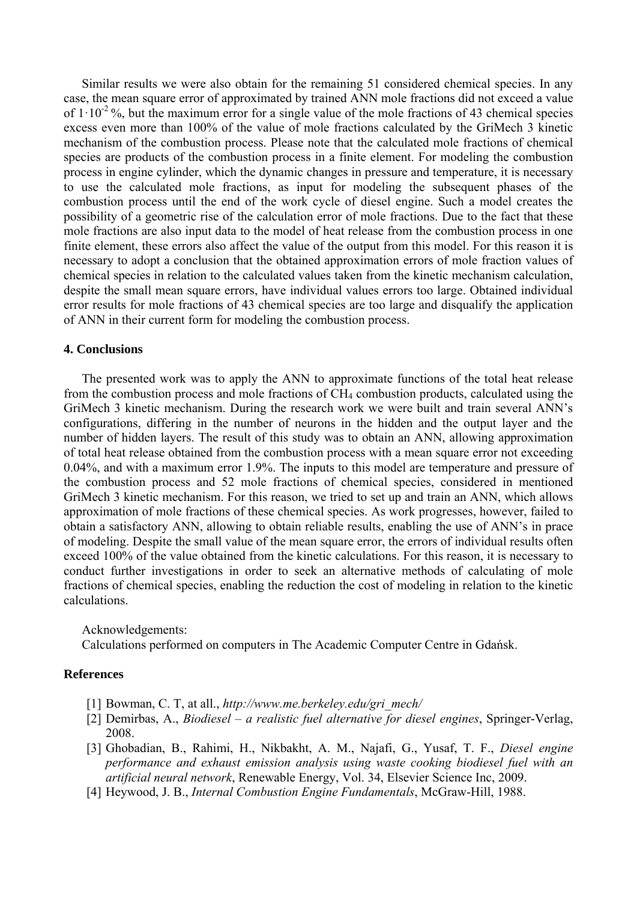Similar results we were also obtain for the remaining 51 considered chemical species. In any case, the mean square error of approximated by trained ANN mole fractions did not exceed a value of $1 \cdot 10^{-2}$ %, but the maximum error for a single value of the mole fractions of 43 chemical species excess even more than 100% of the value of mole fractions calculated by the GriMech 3 kinetic mechanism of the combustion process. Please note that the calculated mole fractions of chemical species are products of the combustion process in a finite element. For modeling the combustion process in engine cylinder, which the dynamic changes in pressure and temperature, it is necessary to use the calculated mole fractions, as input for modeling the subsequent phases of the combustion process until the end of the work cycle of diesel engine. Such a model creates the possibility of a geometric rise of the calculation error of mole fractions. Due to the fact that these mole fractions are also input data to the model of heat release from the combustion process in one finite element, these errors also affect the value of the output from this model. For this reason it is necessary to adopt a conclusion that the obtained approximation errors of mole fraction values of chemical species in relation to the calculated values taken from the kinetic mechanism calculation, despite the small mean square errors, have individual values errors too large. Obtained individual error results for mole fractions of 43 chemical species are too large and disqualify the application of ANN in their current form for modeling the combustion process.

#### 4. Conclusions

The presented work was to apply the ANN to approximate functions of the total heat release from the combustion process and mole fractions of $CH_4$ combustion products, calculated using the GriMech 3 kinetic mechanism. During the research work we were built and train several ANN's configurations, differing in the number of neurons in the hidden and the output layer and the number of hidden layers. The result of this study was to obtain an ANN, allowing approximation of total heat release obtained from the combustion process with a mean square error not exceeding 0.04%, and with a maximum error 1.9%. The inputs to this model are temperature and pressure of the combustion process and 52 mole fractions of chemical species, considered in mentioned GriMech 3 kinetic mechanism. For this reason, we tried to set up and train an ANN, which allows approximation of mole fractions of these chemical species. As work progresses, however, failed to obtain a satisfactory ANN, allowing to obtain reliable results, enabling the use of ANN's in prace of modeling. Despite the small value of the mean square error, the errors of individual results often exceed 100% of the value obtained from the kinetic calculations. For this reason, it is necessary to conduct further investigations in order to seek an alternative methods of calculating of mole fractions of chemical species, enabling the reduction the cost of modeling in relation to the kinetic calculations.

Acknowledgements:
Calculations performed on computers in The Academic Computer Centre in Gdańsk.

#### References

[1] Bowman, C. T, at all., *http://www.me.berkeley.edu/gri_mech/*

[2] Demirbas, A., *Biodiesel – a realistic fuel alternative for diesel engines*, Springer-Verlag, 2008.

[3] Ghobadian, B., Rahimi, H., Nikbakht, A. M., Najafi, G., Yusaf, T. F., *Diesel engine performance and exhaust emission analysis using waste cooking biodiesel fuel with an artificial neural network*, Renewable Energy, Vol. 34, Elsevier Science Inc, 2009.

[4] Heywood, J. B., *Internal Combustion Engine Fundamentals*, McGraw-Hill, 1988.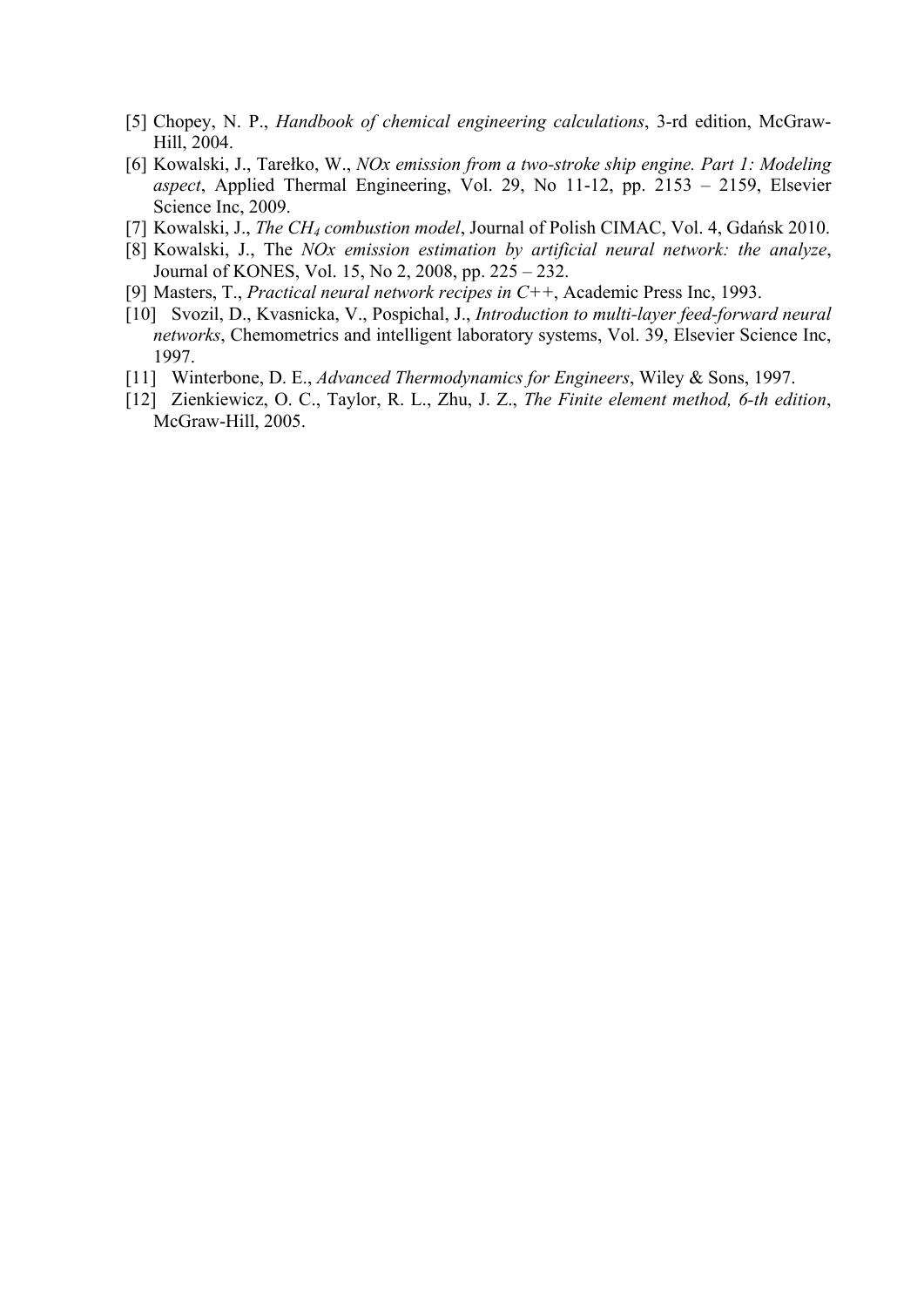[5] Chopey, N. P., *Handbook of chemical engineering calculations*, 3-rd edition, McGraw-Hill, 2004.

[6] Kowalski, J., Tarełko, W., *NOx emission from a two-stroke ship engine. Part 1: Modeling aspect*, Applied Thermal Engineering, Vol. 29, No 11-12, pp. 2153 – 2159, Elsevier Science Inc, 2009.

[7] Kowalski, J., *The $CH_4$ combustion model*, Journal of Polish CIMAC, Vol. 4, Gdańsk 2010.

[8] Kowalski, J., The *NOx emission estimation by artificial neural network: the analyze*, Journal of KONES, Vol. 15, No 2, 2008, pp. 225 – 232.

[9] Masters, T., *Practical neural network recipes in C++*, Academic Press Inc, 1993.

[10] Svozil, D., Kvasnicka, V., Pospichal, J., *Introduction to multi-layer feed-forward neural networks*, Chemometrics and intelligent laboratory systems, Vol. 39, Elsevier Science Inc, 1997.

[11] Winterbone, D. E., *Advanced Thermodynamics for Engineers*, Wiley & Sons, 1997.

[12] Zienkiewicz, O. C., Taylor, R. L., Zhu, J. Z., *The Finite element method, 6-th edition*, McGraw-Hill, 2005.